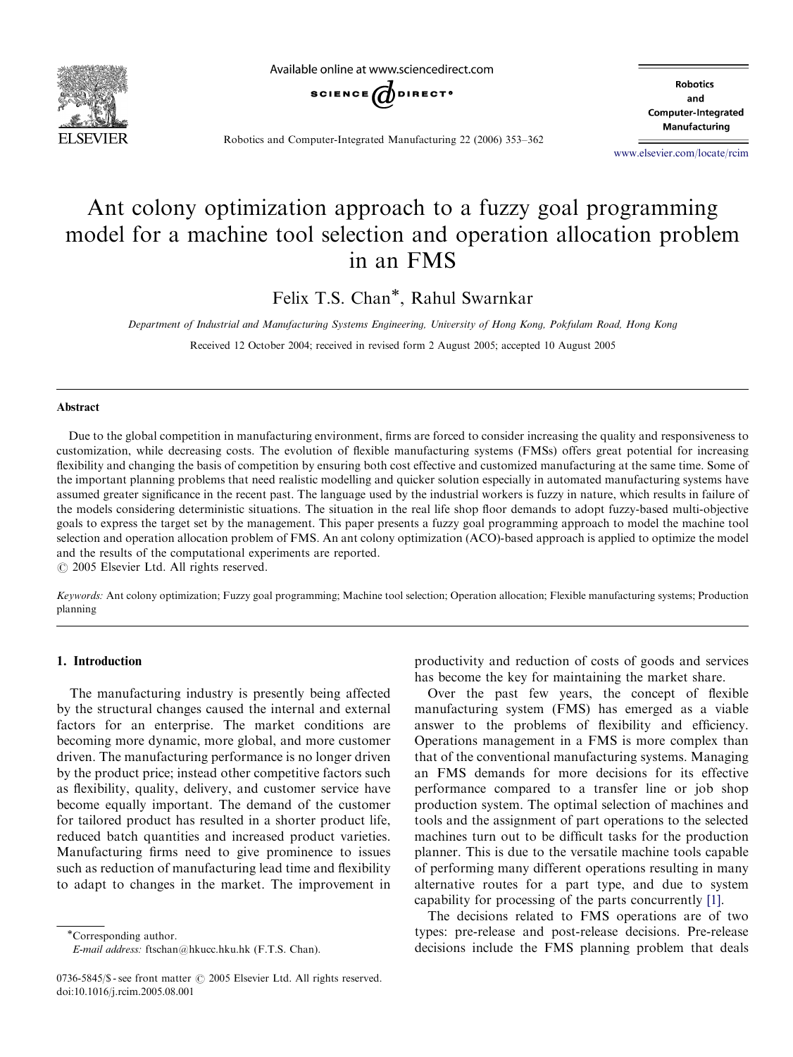# Ant colony optimization approach to a fuzzy goal programming model for a machine tool selection and operation allocation problem in an FMS

Felix T.S. Chan*, Rahul Swarnkar

*Department of Industrial and Manufacturing Systems Engineering, University of Hong Kong, Pokfulam Road, Hong Kong*

Received 12 October 2004; received in revised form 2 August 2005; accepted 10 August 2005

## Abstract

Due to the global competition in manufacturing environment, firms are forced to consider increasing the quality and responsiveness to customization, while decreasing costs. The evolution of flexible manufacturing systems (FMSs) offers great potential for increasing flexibility and changing the basis of competition by ensuring both cost effective and customized manufacturing at the same time. Some of the important planning problems that need realistic modelling and quicker solution especially in automated manufacturing systems have assumed greater significance in the recent past. The language used by the industrial workers is fuzzy in nature, which results in failure of the models considering deterministic situations. The situation in the real life shop floor demands to adopt fuzzy-based multi-objective goals to express the target set by the management. This paper presents a fuzzy goal programming approach to model the machine tool selection and operation allocation problem of FMS. An ant colony optimization (ACO)-based approach is applied to optimize the model and the results of the computational experiments are reported.

© 2005 Elsevier Ltd. All rights reserved.

*Keywords:* Ant colony optimization; Fuzzy goal programming; Machine tool selection; Operation allocation; Flexible manufacturing systems; Production planning

## 1. Introduction

The manufacturing industry is presently being affected by the structural changes caused the internal and external factors for an enterprise. The market conditions are becoming more dynamic, more global, and more customer driven. The manufacturing performance is no longer driven by the product price; instead other competitive factors such as flexibility, quality, delivery, and customer service have become equally important. The demand of the customer for tailored product has resulted in a shorter product life, reduced batch quantities and increased product varieties. Manufacturing firms need to give prominence to issues such as reduction of manufacturing lead time and flexibility to adapt to changes in the market. The improvement in productivity and reduction of costs of goods and services has become the key for maintaining the market share.

Over the past few years, the concept of flexible manufacturing system (FMS) has emerged as a viable answer to the problems of flexibility and efficiency. Operations management in a FMS is more complex than that of the conventional manufacturing systems. Managing an FMS demands for more decisions for its effective performance compared to a transfer line or job shop production system. The optimal selection of machines and tools and the assignment of part operations to the selected machines turn out to be difficult tasks for the production planner. This is due to the versatile machine tools capable of performing many different operations resulting in many alternative routes for a part type, and due to system capability for processing of the parts concurrently [1].

The decisions related to FMS operations are of two types: pre-release and post-release decisions. Pre-release decisions include the FMS planning problem that deals

*Corresponding author.
*E-mail address:* ftschan@hkucc.hku.hk (F.T.S. Chan).

0736-5845/$ - see front matter © 2005 Elsevier Ltd. All rights reserved.
doi:10.1016/j.rcim.2005.08.001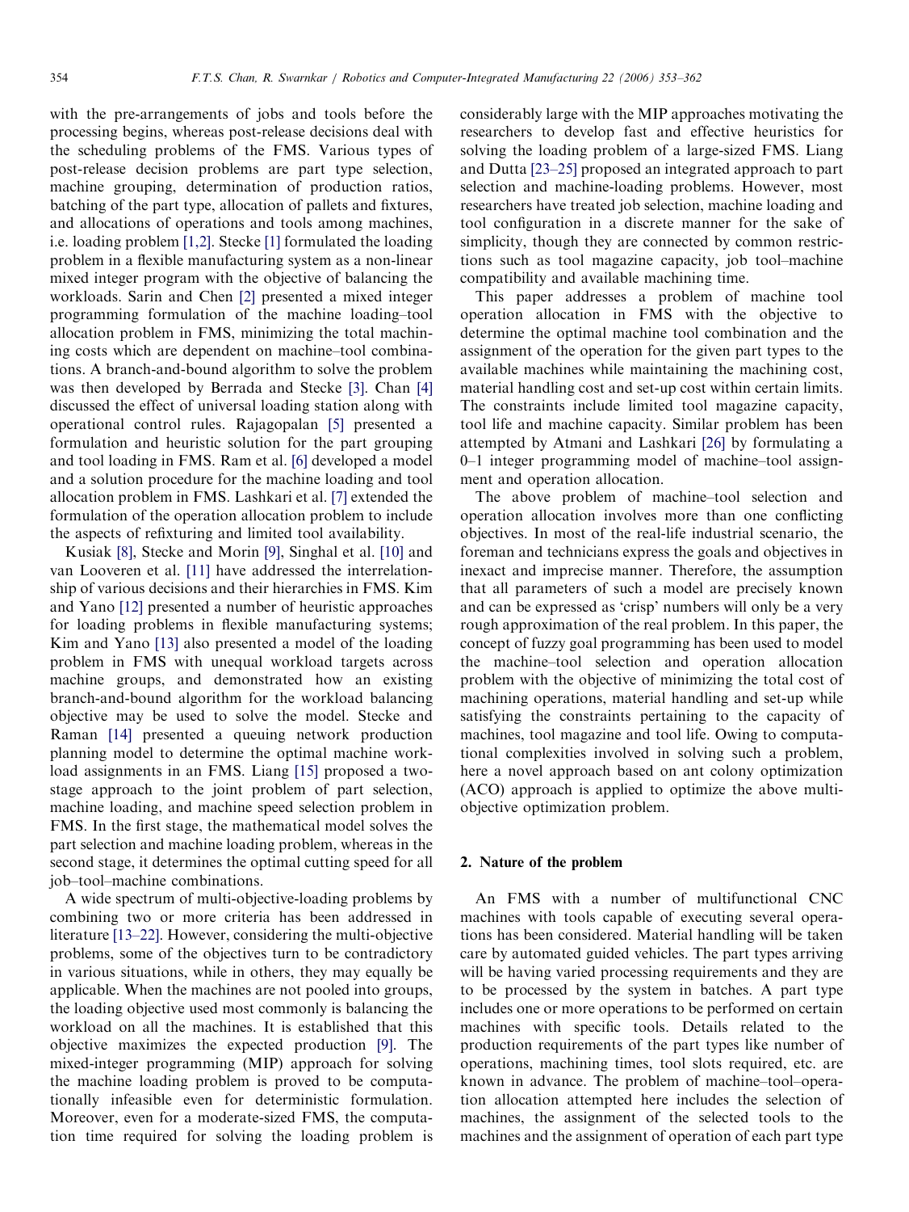with the pre-arrangements of jobs and tools before the processing begins, whereas post-release decisions deal with the scheduling problems of the FMS. Various types of post-release decision problems are part type selection, machine grouping, determination of production ratios, batching of the part type, allocation of pallets and fixtures, and allocations of operations and tools among machines, i.e. loading problem [1,2]. Stecke [1] formulated the loading problem in a flexible manufacturing system as a non-linear mixed integer program with the objective of balancing the workloads. Sarin and Chen [2] presented a mixed integer programming formulation of the machine loading–tool allocation problem in FMS, minimizing the total machining costs which are dependent on machine–tool combinations. A branch-and-bound algorithm to solve the problem was then developed by Berrada and Stecke [3]. Chan [4] discussed the effect of universal loading station along with operational control rules. Rajagopalan [5] presented a formulation and heuristic solution for the part grouping and tool loading in FMS. Ram et al. [6] developed a model and a solution procedure for the machine loading and tool allocation problem in FMS. Lashkari et al. [7] extended the formulation of the operation allocation problem to include the aspects of refixturing and limited tool availability.

Kusiak [8], Stecke and Morin [9], Singhal et al. [10] and van Looveren et al. [11] have addressed the interrelationship of various decisions and their hierarchies in FMS. Kim and Yano [12] presented a number of heuristic approaches for loading problems in flexible manufacturing systems; Kim and Yano [13] also presented a model of the loading problem in FMS with unequal workload targets across machine groups, and demonstrated how an existing branch-and-bound algorithm for the workload balancing objective may be used to solve the model. Stecke and Raman [14] presented a queuing network production planning model to determine the optimal machine workload assignments in an FMS. Liang [15] proposed a two-stage approach to the joint problem of part selection, machine loading, and machine speed selection problem in FMS. In the first stage, the mathematical model solves the part selection and machine loading problem, whereas in the second stage, it determines the optimal cutting speed for all job–tool–machine combinations.

A wide spectrum of multi-objective-loading problems by combining two or more criteria has been addressed in literature [13–22]. However, considering the multi-objective problems, some of the objectives turn to be contradictory in various situations, while in others, they may equally be applicable. When the machines are not pooled into groups, the loading objective used most commonly is balancing the workload on all the machines. It is established that this objective maximizes the expected production [9]. The mixed-integer programming (MIP) approach for solving the machine loading problem is proved to be computationally infeasible even for deterministic formulation. Moreover, even for a moderate-sized FMS, the computation time required for solving the loading problem is considerably large with the MIP approaches motivating the researchers to develop fast and effective heuristics for solving the loading problem of a large-sized FMS. Liang and Dutta [23–25] proposed an integrated approach to part selection and machine-loading problems. However, most researchers have treated job selection, machine loading and tool configuration in a discrete manner for the sake of simplicity, though they are connected by common restrictions such as tool magazine capacity, job tool–machine compatibility and available machining time.

This paper addresses a problem of machine tool operation allocation in FMS with the objective to determine the optimal machine tool combination and the assignment of the operation for the given part types to the available machines while maintaining the machining cost, material handling cost and set-up cost within certain limits. The constraints include limited tool magazine capacity, tool life and machine capacity. Similar problem has been attempted by Atmani and Lashkari [26] by formulating a 0–1 integer programming model of machine–tool assignment and operation allocation.

The above problem of machine–tool selection and operation allocation involves more than one conflicting objectives. In most of the real-life industrial scenario, the foreman and technicians express the goals and objectives in inexact and imprecise manner. Therefore, the assumption that all parameters of such a model are precisely known and can be expressed as 'crisp' numbers will only be a very rough approximation of the real problem. In this paper, the concept of fuzzy goal programming has been used to model the machine–tool selection and operation allocation problem with the objective of minimizing the total cost of machining operations, material handling and set-up while satisfying the constraints pertaining to the capacity of machines, tool magazine and tool life. Owing to computational complexities involved in solving such a problem, here a novel approach based on ant colony optimization (ACO) approach is applied to optimize the above multi-objective optimization problem.

## 2. Nature of the problem

An FMS with a number of multifunctional CNC machines with tools capable of executing several operations has been considered. Material handling will be taken care by automated guided vehicles. The part types arriving will be having varied processing requirements and they are to be processed by the system in batches. A part type includes one or more operations to be performed on certain machines with specific tools. Details related to the production requirements of the part types like number of operations, machining times, tool slots required, etc. are known in advance. The problem of machine–tool–operation allocation attempted here includes the selection of machines, the assignment of the selected tools to the machines and the assignment of operation of each part type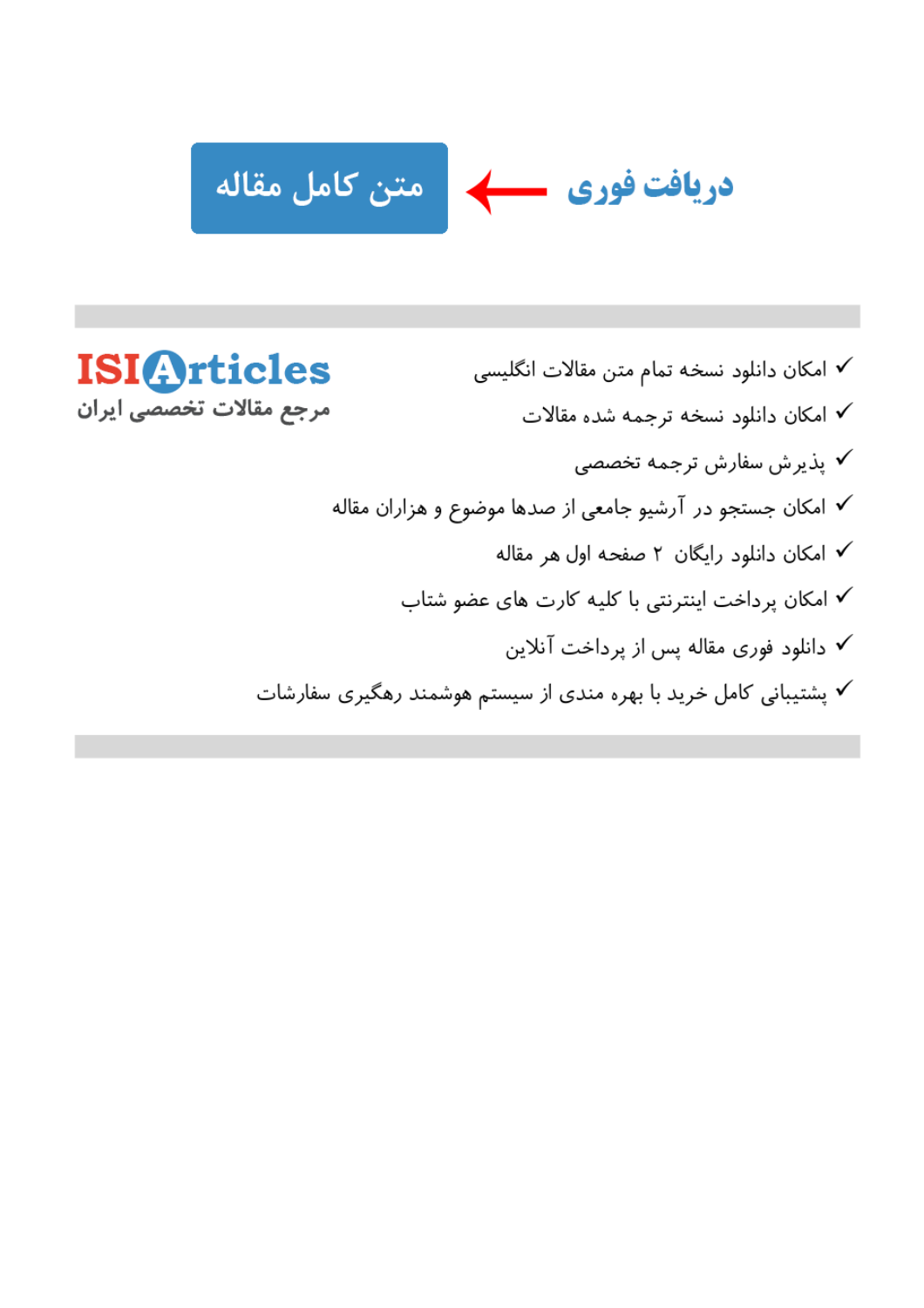دریافت فوری ← متن کامل مقاله

**ISIArticles**
مرجع مقالات تخصصی ایران

- ✓ امکان دانلود نسخه تمام متن مقالات انگلیسی
- ✓ امکان دانلود نسخه ترجمه شده مقالات
- ✓ پذیرش سفارش ترجمه تخصصی
- ✓ امکان جستجو در آرشیو جامعی از صدها موضوع و هزاران مقاله
- ✓ امکان دانلود رایگان ۲ صفحه اول هر مقاله
- ✓ امکان پرداخت اینترنتی با کلیه کارت های عضو شتاب
- ✓ دانلود فوری مقاله پس از پرداخت آنلاین
- ✓ پشتیبانی کامل خرید با بهره مندی از سیستم هوشمند رهگیری سفارشات